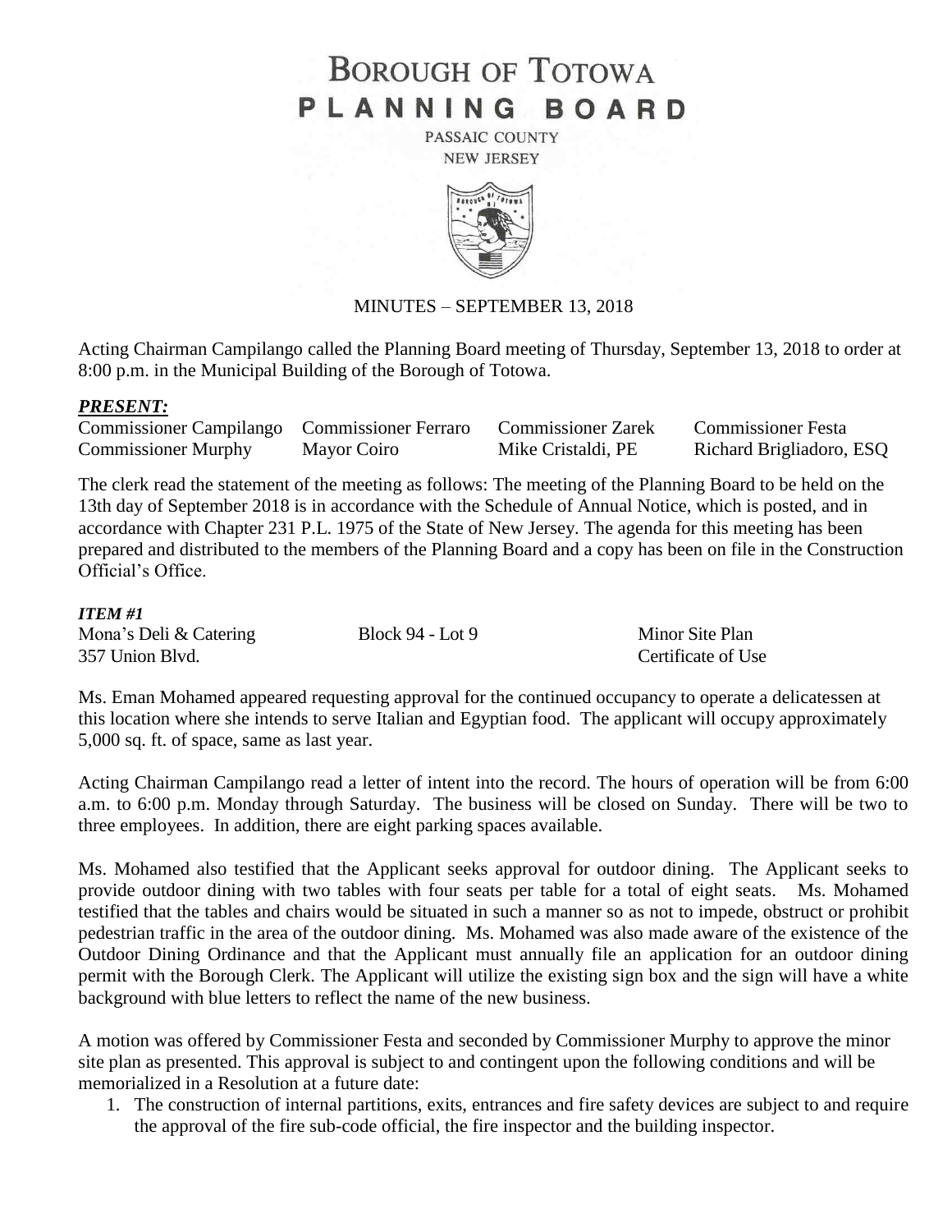# BOROUGH OF TOTOWA
# PLANNING BOARD

PASSAIC COUNTY
NEW JERSEY

MINUTES – SEPTEMBER 13, 2018

Acting Chairman Campilango called the Planning Board meeting of Thursday, September 13, 2018 to order at 8:00 p.m. in the Municipal Building of the Borough of Totowa.

### *PRESENT:*

| | | | |
|---|---|---|---|
| Commissioner Campilango | Commissioner Ferraro | Commissioner Zarek | Commissioner Festa |
| Commissioner Murphy | Mayor Coiro | Mike Cristaldi, PE | Richard Brigliadoro, ESQ |

The clerk read the statement of the meeting as follows: The meeting of the Planning Board to be held on the 13th day of September 2018 is in accordance with the Schedule of Annual Notice, which is posted, and in accordance with Chapter 231 P.L. 1975 of the State of New Jersey. The agenda for this meeting has been prepared and distributed to the members of the Planning Board and a copy has been on file in the Construction Official's Office.

### *ITEM #1*

| | | |
|---|---|---|
| Mona's Deli & Catering | Block 94 - Lot 9 | Minor Site Plan |
| 357 Union Blvd. | | Certificate of Use |

Ms. Eman Mohamed appeared requesting approval for the continued occupancy to operate a delicatessen at this location where she intends to serve Italian and Egyptian food. The applicant will occupy approximately 5,000 sq. ft. of space, same as last year.

Acting Chairman Campilango read a letter of intent into the record. The hours of operation will be from 6:00 a.m. to 6:00 p.m. Monday through Saturday. The business will be closed on Sunday. There will be two to three employees. In addition, there are eight parking spaces available.

Ms. Mohamed also testified that the Applicant seeks approval for outdoor dining. The Applicant seeks to provide outdoor dining with two tables with four seats per table for a total of eight seats. Ms. Mohamed testified that the tables and chairs would be situated in such a manner so as not to impede, obstruct or prohibit pedestrian traffic in the area of the outdoor dining. Ms. Mohamed was also made aware of the existence of the Outdoor Dining Ordinance and that the Applicant must annually file an application for an outdoor dining permit with the Borough Clerk. The Applicant will utilize the existing sign box and the sign will have a white background with blue letters to reflect the name of the new business.

A motion was offered by Commissioner Festa and seconded by Commissioner Murphy to approve the minor site plan as presented. This approval is subject to and contingent upon the following conditions and will be memorialized in a Resolution at a future date:

1. The construction of internal partitions, exits, entrances and fire safety devices are subject to and require the approval of the fire sub-code official, the fire inspector and the building inspector.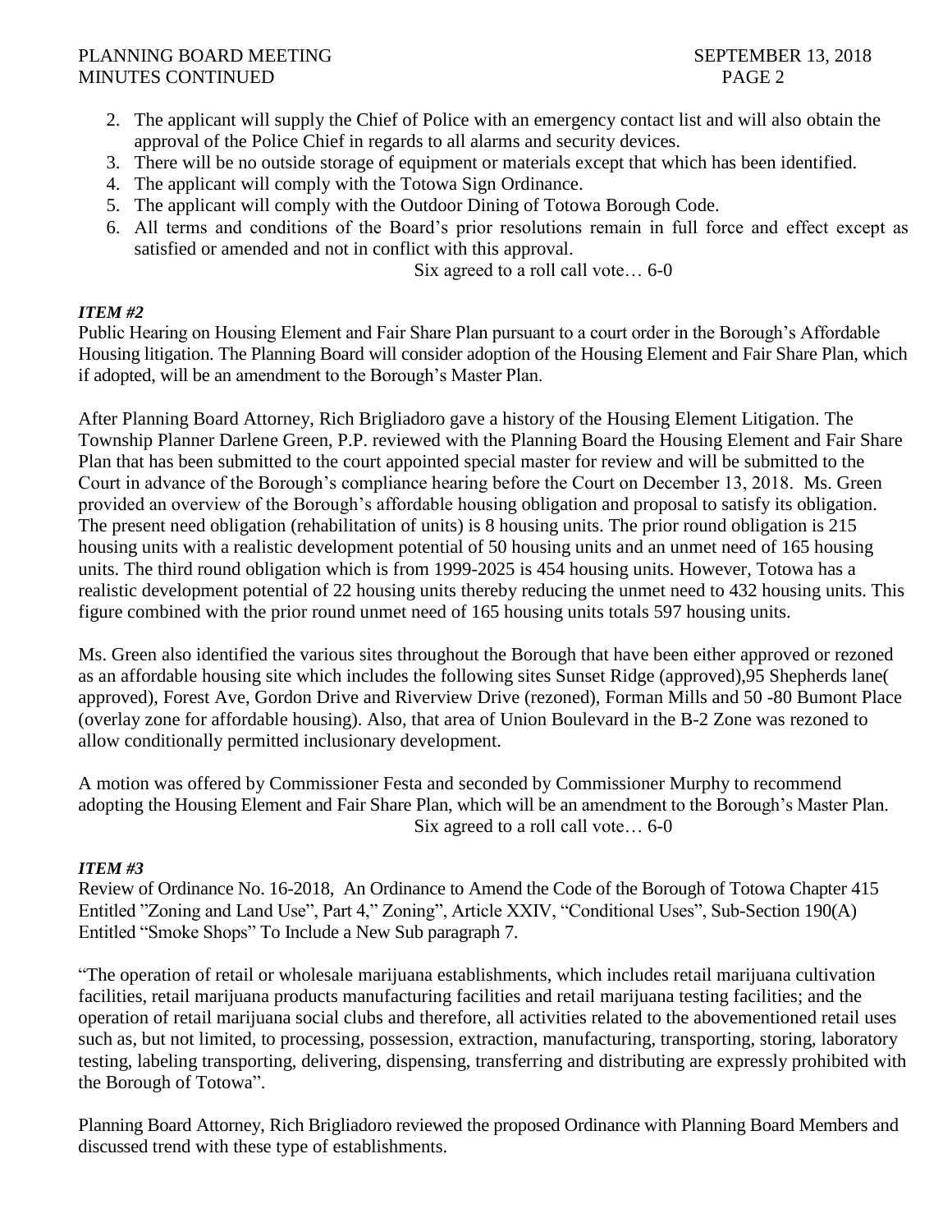2. The applicant will supply the Chief of Police with an emergency contact list and will also obtain the approval of the Police Chief in regards to all alarms and security devices.
3. There will be no outside storage of equipment or materials except that which has been identified.
4. The applicant will comply with the Totowa Sign Ordinance.
5. The applicant will comply with the Outdoor Dining of Totowa Borough Code.
6. All terms and conditions of the Board's prior resolutions remain in full force and effect except as satisfied or amended and not in conflict with this approval.

Six agreed to a roll call vote… 6-0

***ITEM #2***

Public Hearing on Housing Element and Fair Share Plan pursuant to a court order in the Borough's Affordable Housing litigation. The Planning Board will consider adoption of the Housing Element and Fair Share Plan, which if adopted, will be an amendment to the Borough's Master Plan.

After Planning Board Attorney, Rich Brigliadoro gave a history of the Housing Element Litigation. The Township Planner Darlene Green, P.P. reviewed with the Planning Board the Housing Element and Fair Share Plan that has been submitted to the court appointed special master for review and will be submitted to the Court in advance of the Borough's compliance hearing before the Court on December 13, 2018. Ms. Green provided an overview of the Borough's affordable housing obligation and proposal to satisfy its obligation. The present need obligation (rehabilitation of units) is 8 housing units. The prior round obligation is 215 housing units with a realistic development potential of 50 housing units and an unmet need of 165 housing units. The third round obligation which is from 1999-2025 is 454 housing units. However, Totowa has a realistic development potential of 22 housing units thereby reducing the unmet need to 432 housing units. This figure combined with the prior round unmet need of 165 housing units totals 597 housing units.

Ms. Green also identified the various sites throughout the Borough that have been either approved or rezoned as an affordable housing site which includes the following sites Sunset Ridge (approved),95 Shepherds lane( approved), Forest Ave, Gordon Drive and Riverview Drive (rezoned), Forman Mills and 50 -80 Bumont Place (overlay zone for affordable housing). Also, that area of Union Boulevard in the B-2 Zone was rezoned to allow conditionally permitted inclusionary development.

A motion was offered by Commissioner Festa and seconded by Commissioner Murphy to recommend adopting the Housing Element and Fair Share Plan, which will be an amendment to the Borough's Master Plan.

Six agreed to a roll call vote… 6-0

***ITEM #3***

Review of Ordinance No. 16-2018, An Ordinance to Amend the Code of the Borough of Totowa Chapter 415 Entitled "Zoning and Land Use", Part 4," Zoning", Article XXIV, "Conditional Uses", Sub-Section 190(A) Entitled "Smoke Shops" To Include a New Sub paragraph 7.

"The operation of retail or wholesale marijuana establishments, which includes retail marijuana cultivation facilities, retail marijuana products manufacturing facilities and retail marijuana testing facilities; and the operation of retail marijuana social clubs and therefore, all activities related to the abovementioned retail uses such as, but not limited, to processing, possession, extraction, manufacturing, transporting, storing, laboratory testing, labeling transporting, delivering, dispensing, transferring and distributing are expressly prohibited with the Borough of Totowa".

Planning Board Attorney, Rich Brigliadoro reviewed the proposed Ordinance with Planning Board Members and discussed trend with these type of establishments.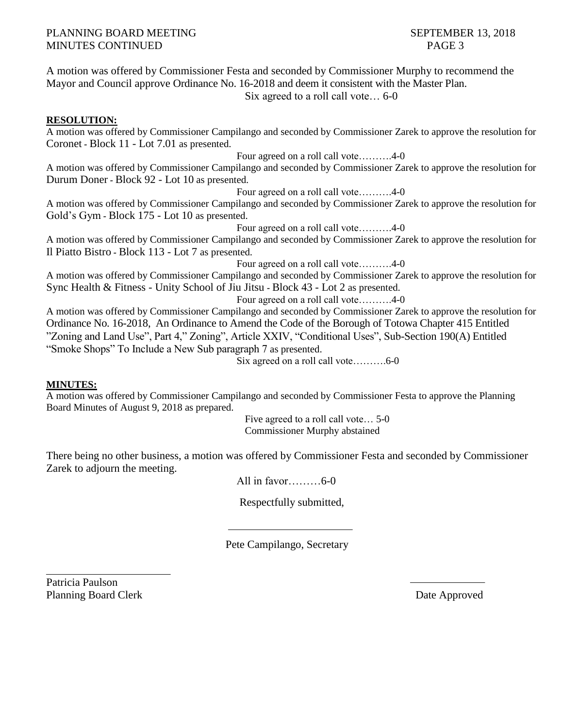A motion was offered by Commissioner Festa and seconded by Commissioner Murphy to recommend the Mayor and Council approve Ordinance No. 16-2018 and deem it consistent with the Master Plan.

Six agreed to a roll call vote… 6-0

**RESOLUTION:**

A motion was offered by Commissioner Campilango and seconded by Commissioner Zarek to approve the resolution for Coronet - Block 11 - Lot 7.01 as presented.

Four agreed on a roll call vote……….4-0

A motion was offered by Commissioner Campilango and seconded by Commissioner Zarek to approve the resolution for Durum Doner - Block 92 - Lot 10 as presented.

Four agreed on a roll call vote……….4-0

A motion was offered by Commissioner Campilango and seconded by Commissioner Zarek to approve the resolution for Gold's Gym - Block 175 - Lot 10 as presented.

Four agreed on a roll call vote……….4-0

A motion was offered by Commissioner Campilango and seconded by Commissioner Zarek to approve the resolution for Il Piatto Bistro - Block 113 - Lot 7 as presented.

Four agreed on a roll call vote……….4-0

A motion was offered by Commissioner Campilango and seconded by Commissioner Zarek to approve the resolution for Sync Health & Fitness - Unity School of Jiu Jitsu - Block 43 - Lot 2 as presented.

Four agreed on a roll call vote……….4-0

A motion was offered by Commissioner Campilango and seconded by Commissioner Zarek to approve the resolution for Ordinance No. 16-2018, An Ordinance to Amend the Code of the Borough of Totowa Chapter 415 Entitled "Zoning and Land Use", Part 4," Zoning", Article XXIV, "Conditional Uses", Sub-Section 190(A) Entitled "Smoke Shops" To Include a New Sub paragraph 7 as presented.

Six agreed on a roll call vote……….6-0

**MINUTES:**

A motion was offered by Commissioner Campilango and seconded by Commissioner Festa to approve the Planning Board Minutes of August 9, 2018 as prepared.

Five agreed to a roll call vote… 5-0
Commissioner Murphy abstained

There being no other business, a motion was offered by Commissioner Festa and seconded by Commissioner Zarek to adjourn the meeting.

All in favor………6-0

Respectfully submitted,

\_\_\_\_\_\_\_\_\_\_\_\_\_\_\_\_\_\_\_\_\_\_\_\_

Pete Campilango, Secretary

\_\_\_\_\_\_\_\_\_\_\_\_\_\_\_\_\_\_\_\_\_\_\_\_

Patricia Paulson
Planning Board Clerk

\_\_\_\_\_\_\_\_\_\_\_\_\_\_

Date Approved